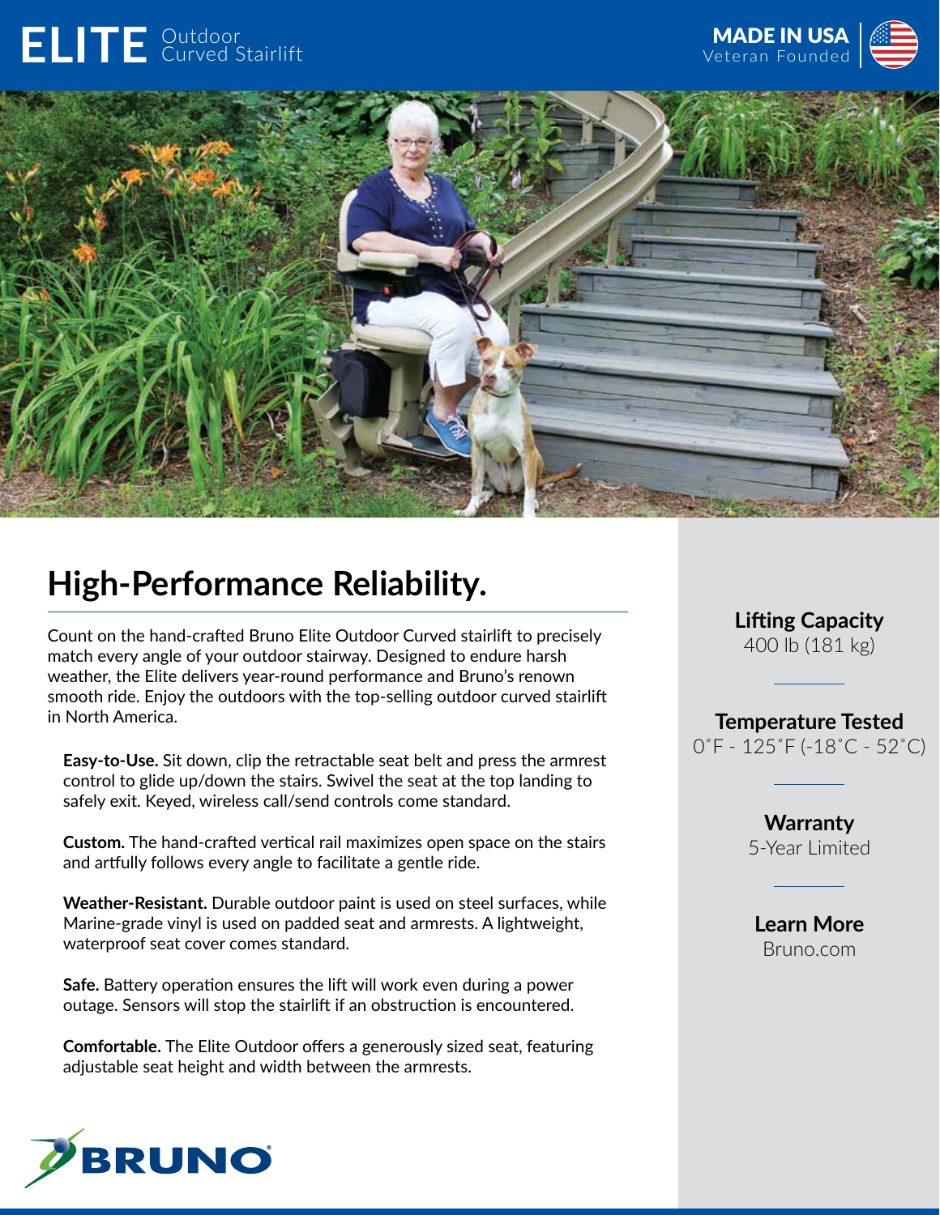# ELITE Outdoor Curved Stairlift

**MADE IN USA**
Veteran Founded

## High-Performance Reliability.

Count on the hand-crafted Bruno Elite Outdoor Curved stairlift to precisely match every angle of your outdoor stairway. Designed to endure harsh weather, the Elite delivers year-round performance and Bruno's renown smooth ride. Enjoy the outdoors with the top-selling outdoor curved stairlift in North America.

**Easy-to-Use.** Sit down, clip the retractable seat belt and press the armrest control to glide up/down the stairs. Swivel the seat at the top landing to safely exit. Keyed, wireless call/send controls come standard.

**Custom.** The hand-crafted vertical rail maximizes open space on the stairs and artfully follows every angle to facilitate a gentle ride.

**Weather-Resistant.** Durable outdoor paint is used on steel surfaces, while Marine-grade vinyl is used on padded seat and armrests. A lightweight, waterproof seat cover comes standard.

**Safe.** Battery operation ensures the lift will work even during a power outage. Sensors will stop the stairlift if an obstruction is encountered.

**Comfortable.** The Elite Outdoor offers a generously sized seat, featuring adjustable seat height and width between the armrests.

**Lifting Capacity**
400 lb (181 kg)

**Temperature Tested**
0˚F - 125˚F (-18˚C - 52˚C)

**Warranty**
5-Year Limited

**Learn More**
Bruno.com

BRUNO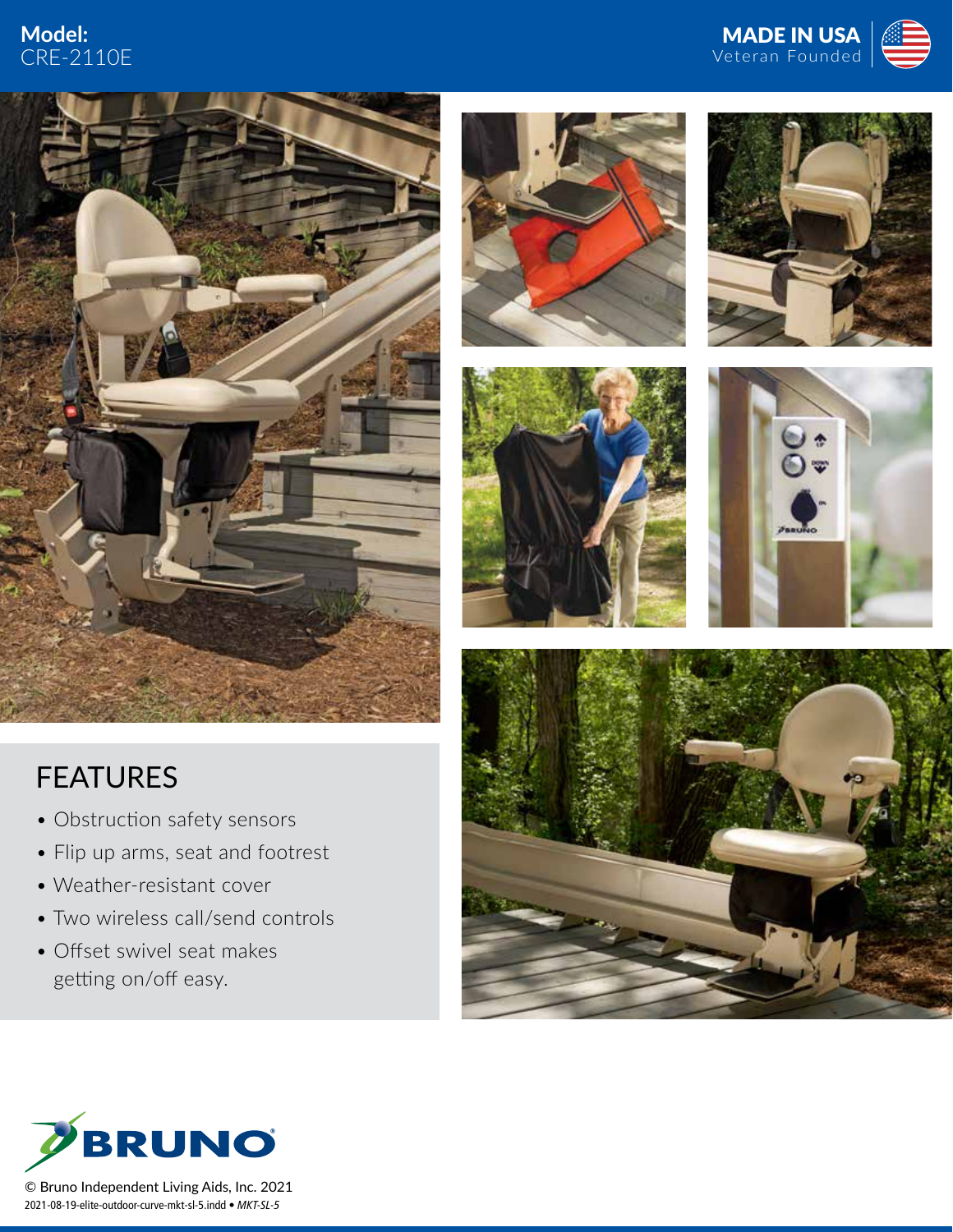**Model:**
CRE-2110E

**MADE IN USA**
Veteran Founded

## FEATURES

- Obstruction safety sensors
- Flip up arms, seat and footrest
- Weather-resistant cover
- Two wireless call/send controls
- Offset swivel seat makes getting on/off easy.

BRUNO

© Bruno Independent Living Aids, Inc. 2021
2021-08-19-elite-outdoor-curve-mkt-sl-5.indd • *MKT-SL-5*